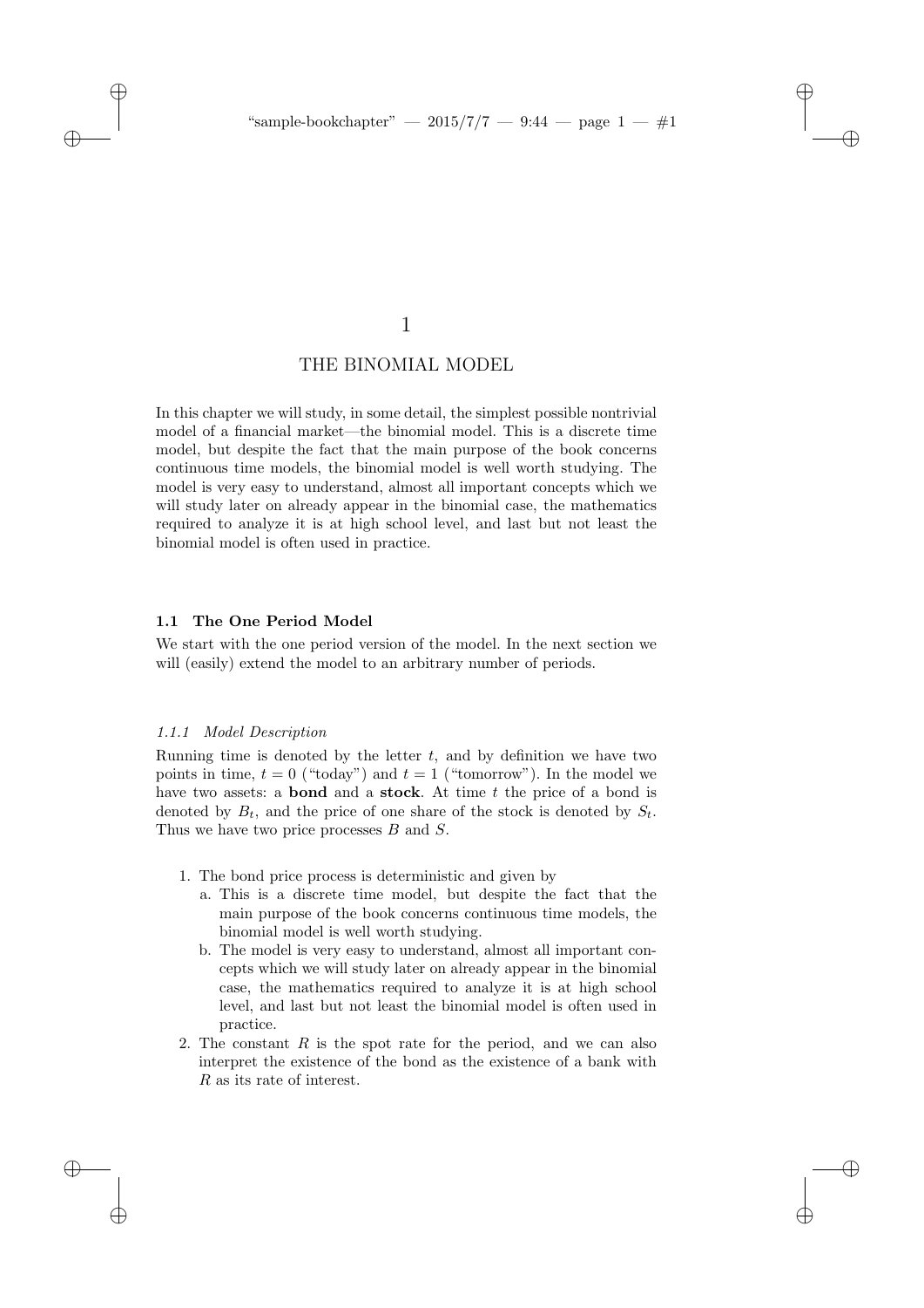# 1

# THE BINOMIAL MODEL

In this chapter we will study, in some detail, the simplest possible nontrivial model of a financial market—the binomial model. This is a discrete time model, but despite the fact that the main purpose of the book concerns continuous time models, the binomial model is well worth studying. The model is very easy to understand, almost all important concepts which we will study later on already appear in the binomial case, the mathematics required to analyze it is at high school level, and last but not least the binomial model is often used in practice.

## 1.1 The One Period Model

We start with the one period version of the model. In the next section we will (easily) extend the model to an arbitrary number of periods.

### *1.1.1 Model Description*

Running time is denoted by the letter $t$, and by definition we have two points in time, $t = 0$ ("today") and $t = 1$ ("tomorrow"). In the model we have two assets: a **bond** and a **stock**. At time $t$ the price of a bond is denoted by $B_t$, and the price of one share of the stock is denoted by $S_t$. Thus we have two price processes $B$ and $S$.

1. The bond price process is deterministic and given by
   a. This is a discrete time model, but despite the fact that the main purpose of the book concerns continuous time models, the binomial model is well worth studying.
   b. The model is very easy to understand, almost all important concepts which we will study later on already appear in the binomial case, the mathematics required to analyze it is at high school level, and last but not least the binomial model is often used in practice.
2. The constant $R$ is the spot rate for the period, and we can also interpret the existence of the bond as the existence of a bank with $R$ as its rate of interest.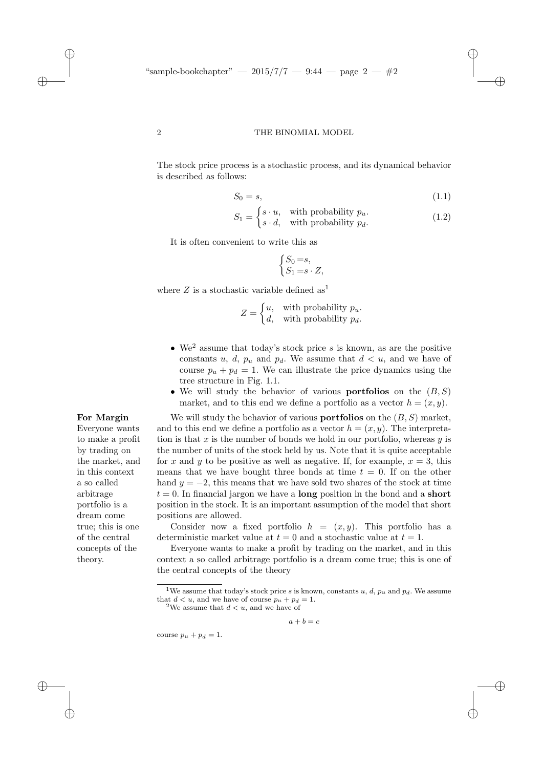The stock price process is a stochastic process, and its dynamical behavior is described as follows:

$$S_0 = s, \tag{1.1}$$

$$S_1 = \begin{cases} s \cdot u, & \text{with probability } p_u. \\ s \cdot d, & \text{with probability } p_d. \end{cases} \tag{1.2}$$

It is often convenient to write this as

$$\begin{cases} S_0 = s, \\ S_1 = s \cdot Z, \end{cases}$$

where $Z$ is a stochastic variable defined as[1]

$$Z = \begin{cases} u, & \text{with probability } p_u. \\ d, & \text{with probability } p_d. \end{cases}$$

- We[2] assume that today's stock price $s$ is known, as are the positive constants $u$, $d$, $p_u$ and $p_d$. We assume that $d < u$, and we have of course $p_u + p_d = 1$. We can illustrate the price dynamics using the tree structure in Fig. 1.1.
- We will study the behavior of various **portfolios** on the $(B, S)$ market, and to this end we define a portfolio as a vector $h = (x, y)$.

**For Margin**
Everyone wants to make a profit by trading on the market, and in this context a so called arbitrage portfolio is a dream come true; this is one of the central concepts of the theory.

We will study the behavior of various **portfolios** on the $(B, S)$ market, and to this end we define a portfolio as a vector $h = (x, y)$. The interpretation is that $x$ is the number of bonds we hold in our portfolio, whereas $y$ is the number of units of the stock held by us. Note that it is quite acceptable for $x$ and $y$ to be positive as well as negative. If, for example, $x = 3$, this means that we have bought three bonds at time $t = 0$. If on the other hand $y = -2$, this means that we have sold two shares of the stock at time $t = 0$. In financial jargon we have a **long** position in the bond and a **short** position in the stock. It is an important assumption of the model that short positions are allowed.

Consider now a fixed portfolio $h = (x, y)$. This portfolio has a deterministic market value at $t = 0$ and a stochastic value at $t = 1$.

Everyone wants to make a profit by trading on the market, and in this context a so called arbitrage portfolio is a dream come true; this is one of the central concepts of the theory

---

[1] We assume that today's stock price $s$ is known, constants $u$, $d$, $p_u$ and $p_d$. We assume that $d < u$, and we have of course $p_u + p_d = 1$.

[2] We assume that $d < u$, and we have of

$$a + b = c$$

course $p_u + p_d = 1$.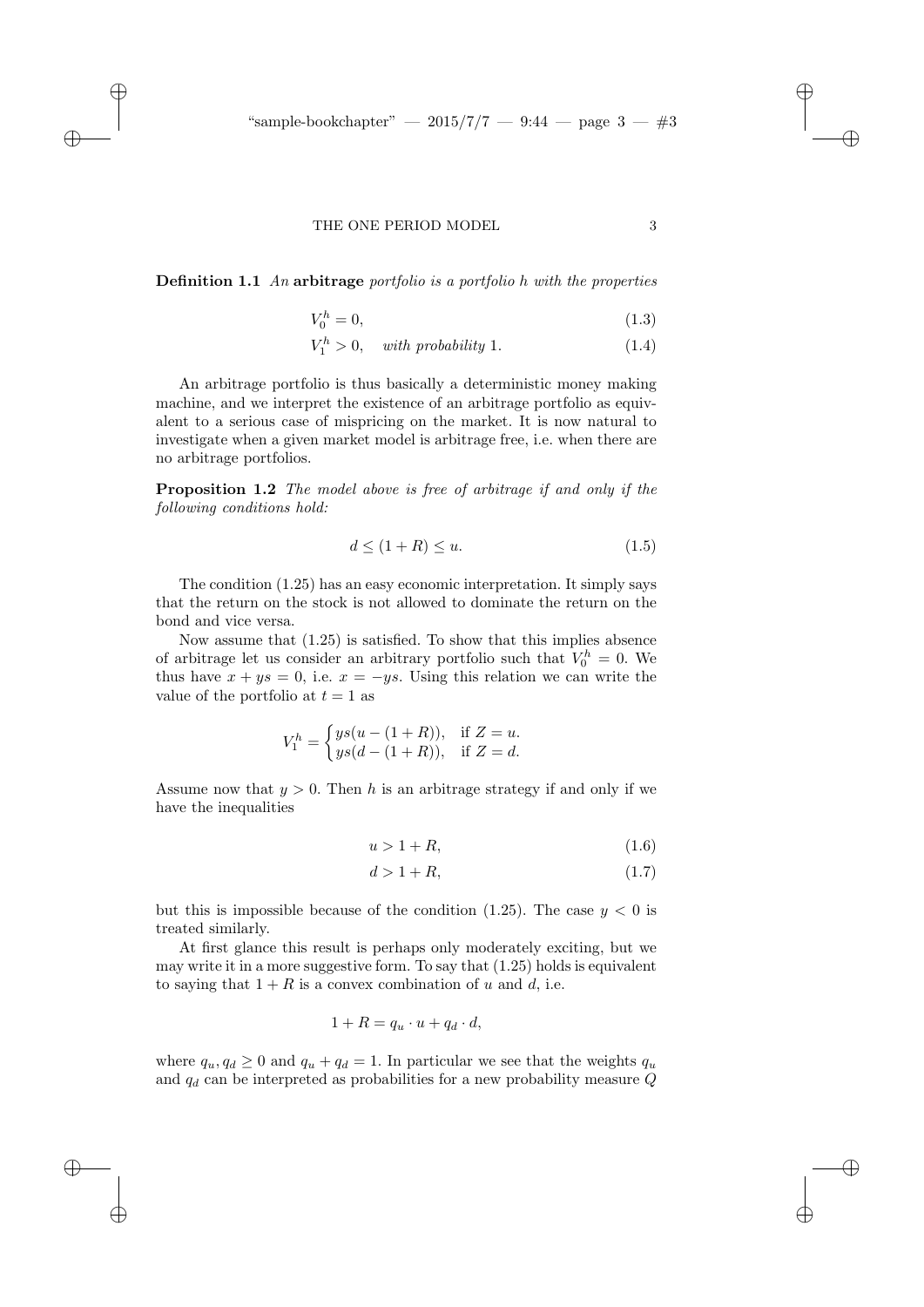**Definition 1.1** *An* **arbitrage** *portfolio is a portfolio h with the properties*

$$V_0^h = 0, \tag{1.3}$$

$$V_1^h > 0, \quad \textit{with probability } 1. \tag{1.4}$$

An arbitrage portfolio is thus basically a deterministic money making machine, and we interpret the existence of an arbitrage portfolio as equivalent to a serious case of mispricing on the market. It is now natural to investigate when a given market model is arbitrage free, i.e. when there are no arbitrage portfolios.

**Proposition 1.2** *The model above is free of arbitrage if and only if the following conditions hold:*

$$d \leq (1 + R) \leq u. \tag{1.5}$$

The condition (1.25) has an easy economic interpretation. It simply says that the return on the stock is not allowed to dominate the return on the bond and vice versa.

Now assume that (1.25) is satisfied. To show that this implies absence of arbitrage let us consider an arbitrary portfolio such that $V_0^h = 0$. We thus have $x + ys = 0$, i.e. $x = -ys$. Using this relation we can write the value of the portfolio at $t = 1$ as

$$V_1^h = \begin{cases} ys(u - (1 + R)), & \text{if } Z = u. \\ ys(d - (1 + R)), & \text{if } Z = d. \end{cases}$$

Assume now that $y > 0$. Then $h$ is an arbitrage strategy if and only if we have the inequalities

$$u > 1 + R, \tag{1.6}$$

$$d > 1 + R, \tag{1.7}$$

but this is impossible because of the condition (1.25). The case $y < 0$ is treated similarly.

At first glance this result is perhaps only moderately exciting, but we may write it in a more suggestive form. To say that (1.25) holds is equivalent to saying that $1 + R$ is a convex combination of $u$ and $d$, i.e.

$$1 + R = q_u \cdot u + q_d \cdot d,$$

where $q_u, q_d \geq 0$ and $q_u + q_d = 1$. In particular we see that the weights $q_u$ and $q_d$ can be interpreted as probabilities for a new probability measure $Q$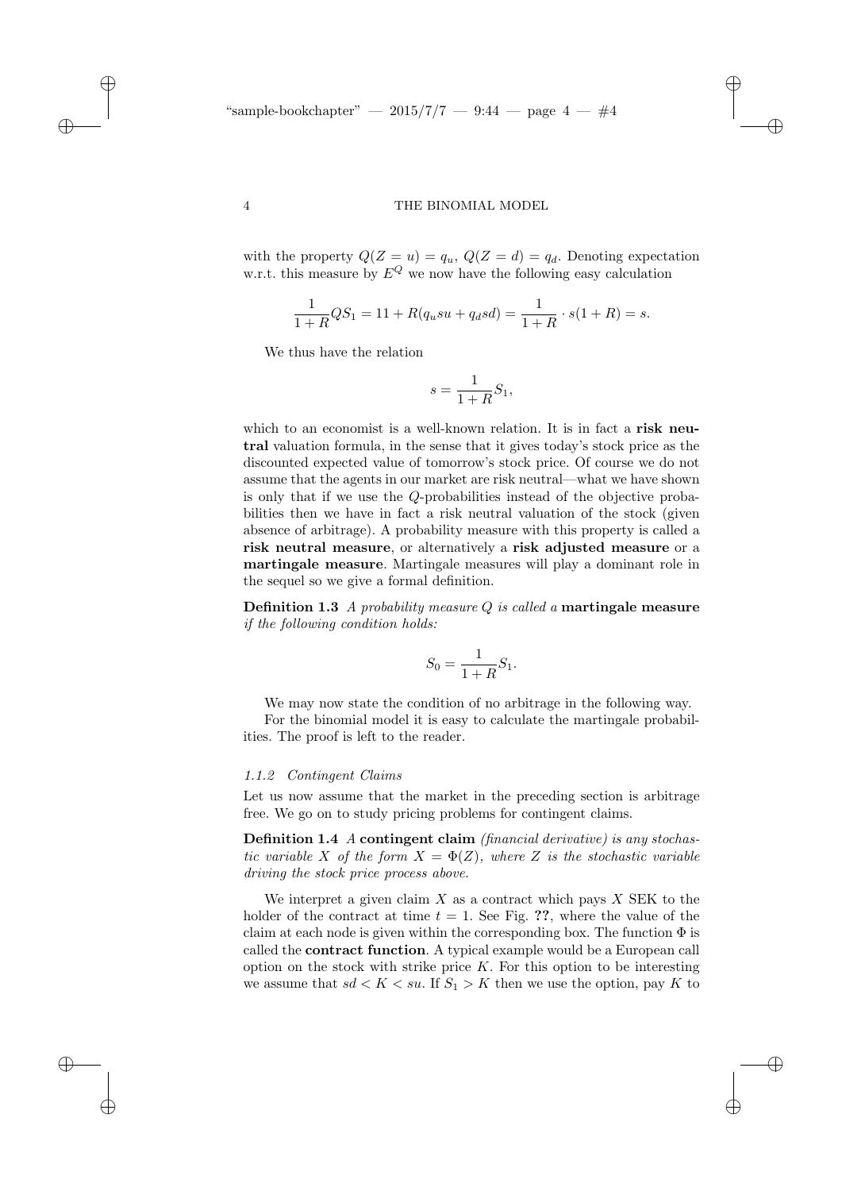with the property $Q(Z = u) = q_u$, $Q(Z = d) = q_d$. Denoting expectation w.r.t. this measure by $E^Q$ we now have the following easy calculation

$$\frac{1}{1+R}QS_1 = 11 + R(q_u su + q_d sd) = \frac{1}{1+R} \cdot s(1+R) = s.$$

We thus have the relation

$$s = \frac{1}{1+R}S_1,$$

which to an economist is a well-known relation. It is in fact a **risk neutral** valuation formula, in the sense that it gives today's stock price as the discounted expected value of tomorrow's stock price. Of course we do not assume that the agents in our market are risk neutral—what we have shown is only that if we use the $Q$-probabilities instead of the objective probabilities then we have in fact a risk neutral valuation of the stock (given absence of arbitrage). A probability measure with this property is called a **risk neutral measure**, or alternatively a **risk adjusted measure** or a **martingale measure**. Martingale measures will play a dominant role in the sequel so we give a formal definition.

**Definition 1.3** *A probability measure $Q$ is called a* **martingale measure** *if the following condition holds:*

$$S_0 = \frac{1}{1+R}S_1.$$

We may now state the condition of no arbitrage in the following way.

For the binomial model it is easy to calculate the martingale probabilities. The proof is left to the reader.

#### *1.1.2 Contingent Claims*

Let us now assume that the market in the preceding section is arbitrage free. We go on to study pricing problems for contingent claims.

**Definition 1.4** *A* **contingent claim** *(financial derivative) is any stochastic variable $X$ of the form $X = \Phi(Z)$, where $Z$ is the stochastic variable driving the stock price process above.*

We interpret a given claim $X$ as a contract which pays $X$ SEK to the holder of the contract at time $t = 1$. See Fig. **??**, where the value of the claim at each node is given within the corresponding box. The function $\Phi$ is called the **contract function**. A typical example would be a European call option on the stock with strike price $K$. For this option to be interesting we assume that $sd < K < su$. If $S_1 > K$ then we use the option, pay $K$ to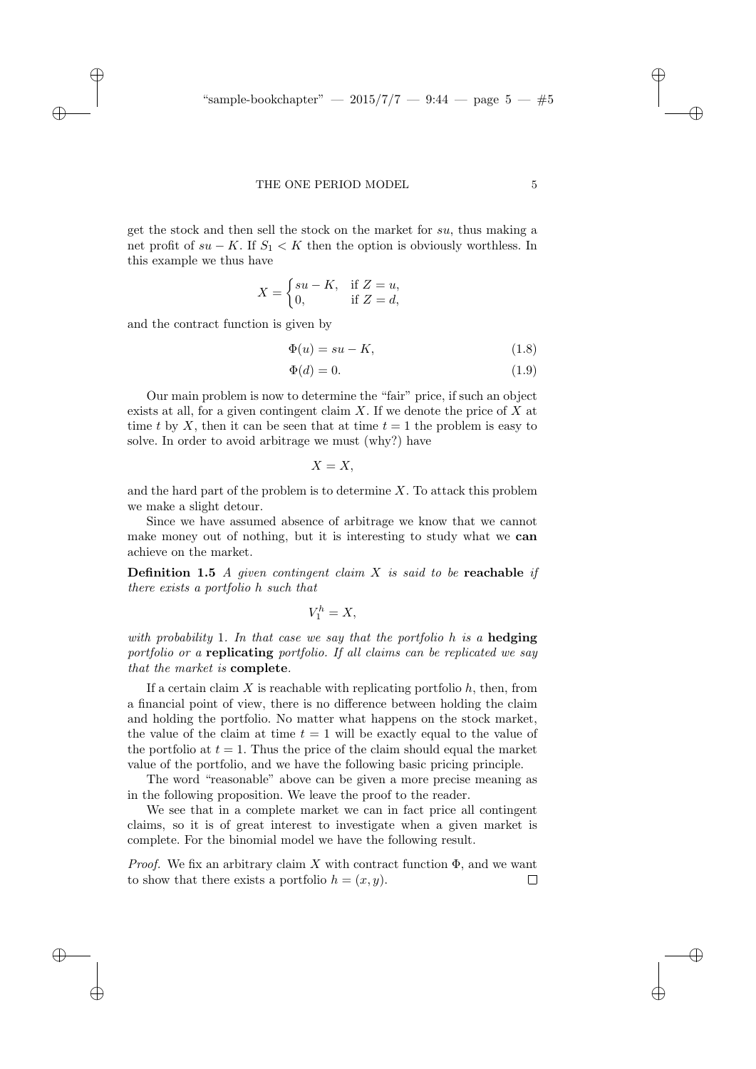get the stock and then sell the stock on the market for $su$, thus making a net profit of $su - K$. If $S_1 < K$ then the option is obviously worthless. In this example we thus have

$$X = \begin{cases} su - K, & \text{if } Z = u, \\ 0, & \text{if } Z = d, \end{cases}$$

and the contract function is given by

$$\Phi(u) = su - K, \tag{1.8}$$

$$\Phi(d) = 0. \tag{1.9}$$

Our main problem is now to determine the "fair" price, if such an object exists at all, for a given contingent claim $X$. If we denote the price of $X$ at time $t$ by $X$, then it can be seen that at time $t = 1$ the problem is easy to solve. In order to avoid arbitrage we must (why?) have

$$X = X,$$

and the hard part of the problem is to determine $X$. To attack this problem we make a slight detour.

Since we have assumed absence of arbitrage we know that we cannot make money out of nothing, but it is interesting to study what we **can** achieve on the market.

**Definition 1.5** *A given contingent claim $X$ is said to be* **reachable** *if there exists a portfolio $h$ such that*

$$V_1^h = X,$$

*with probability* 1*. In that case we say that the portfolio $h$ is a* **hedging** *portfolio or a* **replicating** *portfolio. If all claims can be replicated we say that the market is* **complete***.*

If a certain claim $X$ is reachable with replicating portfolio $h$, then, from a financial point of view, there is no difference between holding the claim and holding the portfolio. No matter what happens on the stock market, the value of the claim at time $t = 1$ will be exactly equal to the value of the portfolio at $t = 1$. Thus the price of the claim should equal the market value of the portfolio, and we have the following basic pricing principle.

The word "reasonable" above can be given a more precise meaning as in the following proposition. We leave the proof to the reader.

We see that in a complete market we can in fact price all contingent claims, so it is of great interest to investigate when a given market is complete. For the binomial model we have the following result.

*Proof.* We fix an arbitrary claim $X$ with contract function $\Phi$, and we want to show that there exists a portfolio $h = (x, y)$. □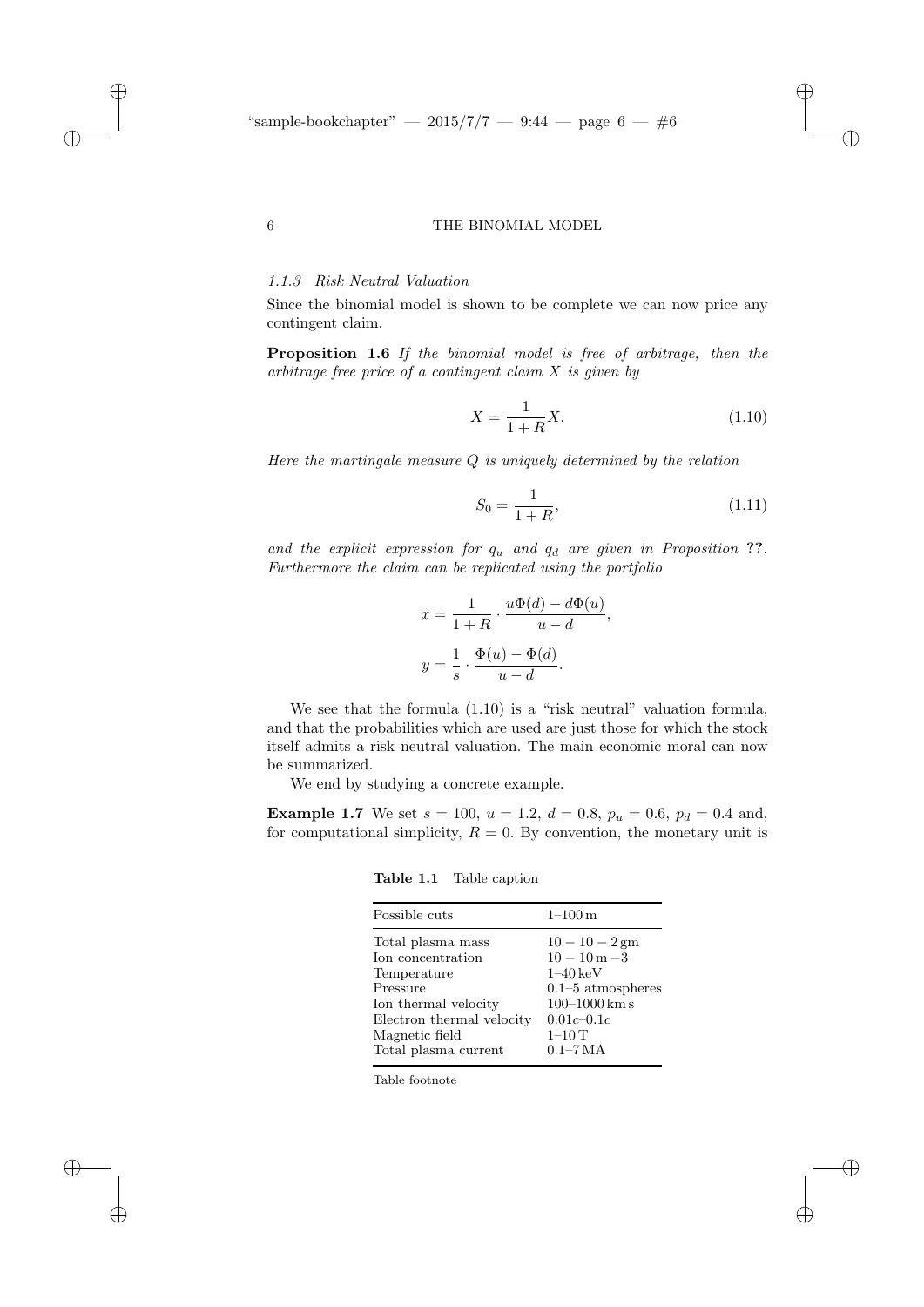### 1.1.3 Risk Neutral Valuation

Since the binomial model is shown to be complete we can now price any contingent claim.

**Proposition 1.6** *If the binomial model is free of arbitrage, then the arbitrage free price of a contingent claim $X$ is given by*

$$X = \frac{1}{1+R}X. \tag{1.10}$$

*Here the martingale measure $Q$ is uniquely determined by the relation*

$$S_0 = \frac{1}{1+R}, \tag{1.11}$$

*and the explicit expression for $q_u$ and $q_d$ are given in Proposition* **??**. *Furthermore the claim can be replicated using the portfolio*

$$x = \frac{1}{1+R} \cdot \frac{u\Phi(d) - d\Phi(u)}{u-d},$$

$$y = \frac{1}{s} \cdot \frac{\Phi(u) - \Phi(d)}{u-d}.$$

We see that the formula (1.10) is a "risk neutral" valuation formula, and that the probabilities which are used are just those for which the stock itself admits a risk neutral valuation. The main economic moral can now be summarized.

We end by studying a concrete example.

**Example 1.7** We set $s = 100$, $u = 1.2$, $d = 0.8$, $p_u = 0.6$, $p_d = 0.4$ and, for computational simplicity, $R = 0$. By convention, the monetary unit is

**Table 1.1** Table caption

| Possible cuts | 1–100 m |
|---|---|
| Total plasma mass | $10-10-2$ gm |
| Ion concentration | $10-10$ m $-3$ |
| Temperature | 1–40 keV |
| Pressure | 0.1–5 atmospheres |
| Ion thermal velocity | 100–1000 km s |
| Electron thermal velocity | $0.01c$–$0.1c$ |
| Magnetic field | 1–10 T |
| Total plasma current | 0.1–7 MA |

Table footnote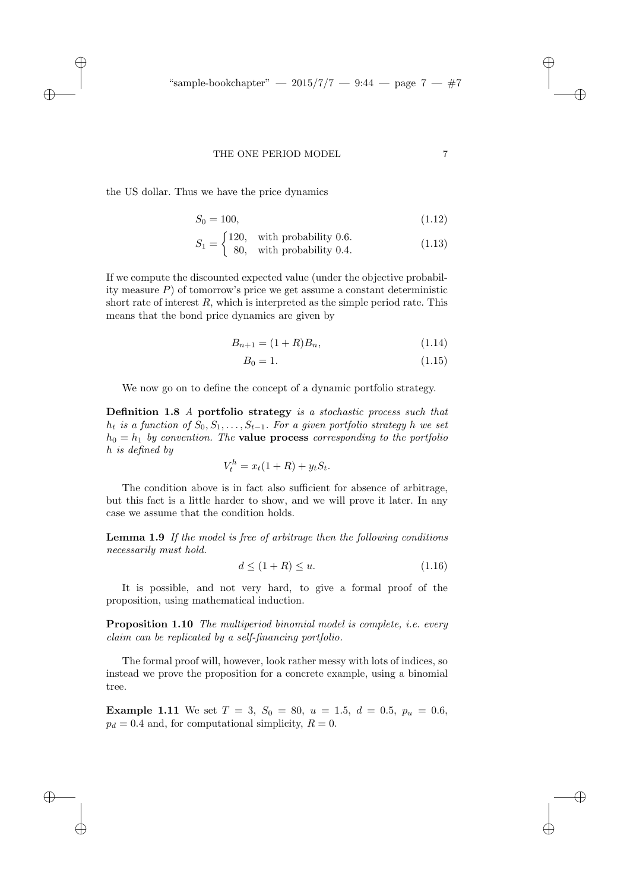the US dollar. Thus we have the price dynamics

$$S_0 = 100, \tag{1.12}$$

$$S_1 = \begin{cases} 120, & \text{with probability } 0.6. \\ 80, & \text{with probability } 0.4. \end{cases} \tag{1.13}$$

If we compute the discounted expected value (under the objective probability measure $P$) of tomorrow's price we get assume a constant deterministic short rate of interest $R$, which is interpreted as the simple period rate. This means that the bond price dynamics are given by

$$B_{n+1} = (1 + R)B_n, \tag{1.14}$$

$$B_0 = 1. \tag{1.15}$$

We now go on to define the concept of a dynamic portfolio strategy.

**Definition 1.8** *A* **portfolio strategy** *is a stochastic process such that $h_t$ is a function of $S_0, S_1, \ldots, S_{t-1}$. For a given portfolio strategy $h$ we set $h_0 = h_1$ by convention. The* **value process** *corresponding to the portfolio $h$ is defined by*

$$V_t^h = x_t(1 + R) + y_t S_t.$$

The condition above is in fact also sufficient for absence of arbitrage, but this fact is a little harder to show, and we will prove it later. In any case we assume that the condition holds.

**Lemma 1.9** *If the model is free of arbitrage then the following conditions necessarily must hold.*

$$d \leq (1 + R) \leq u. \tag{1.16}$$

It is possible, and not very hard, to give a formal proof of the proposition, using mathematical induction.

**Proposition 1.10** *The multiperiod binomial model is complete, i.e. every claim can be replicated by a self-financing portfolio.*

The formal proof will, however, look rather messy with lots of indices, so instead we prove the proposition for a concrete example, using a binomial tree.

**Example 1.11** We set $T = 3$, $S_0 = 80$, $u = 1.5$, $d = 0.5$, $p_u = 0.6$, $p_d = 0.4$ and, for computational simplicity, $R = 0$.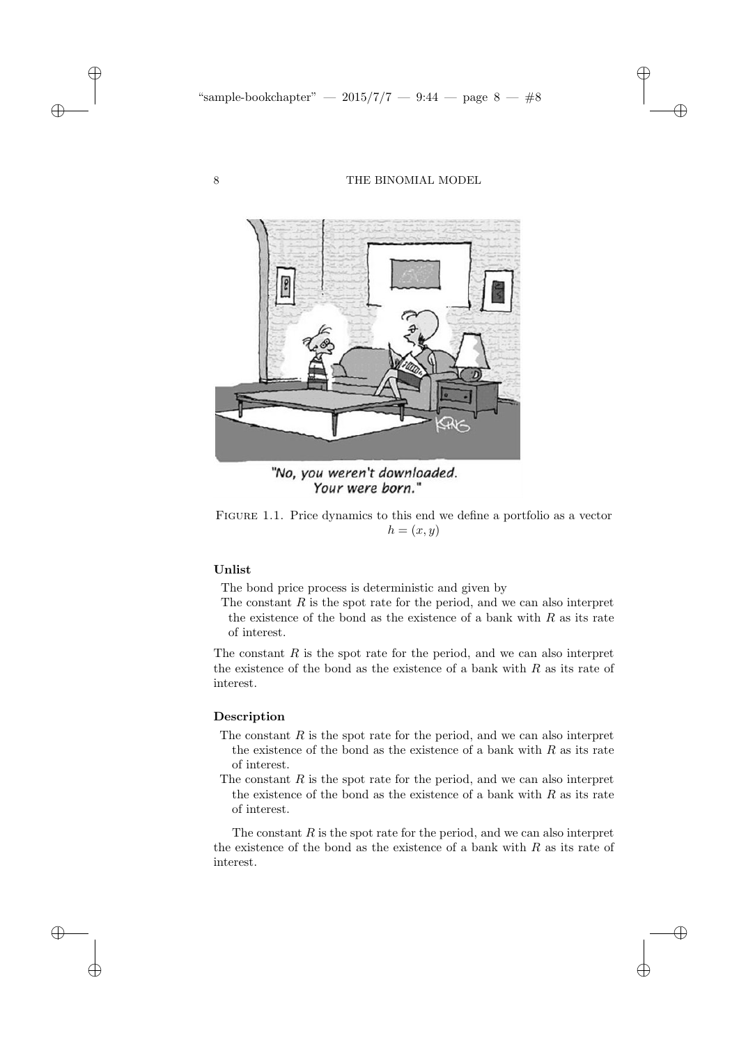"No, you weren't downloaded.
Your were born."

FIGURE 1.1. Price dynamics to this end we define a portfolio as a vector $h = (x, y)$

**Unlist**

The bond price process is deterministic and given by

The constant $R$ is the spot rate for the period, and we can also interpret the existence of the bond as the existence of a bank with $R$ as its rate of interest.

The constant $R$ is the spot rate for the period, and we can also interpret the existence of the bond as the existence of a bank with $R$ as its rate of interest.

**Description**

The constant $R$ is the spot rate for the period, and we can also interpret the existence of the bond as the existence of a bank with $R$ as its rate of interest.

The constant $R$ is the spot rate for the period, and we can also interpret the existence of the bond as the existence of a bank with $R$ as its rate of interest.

The constant $R$ is the spot rate for the period, and we can also interpret the existence of the bond as the existence of a bank with $R$ as its rate of interest.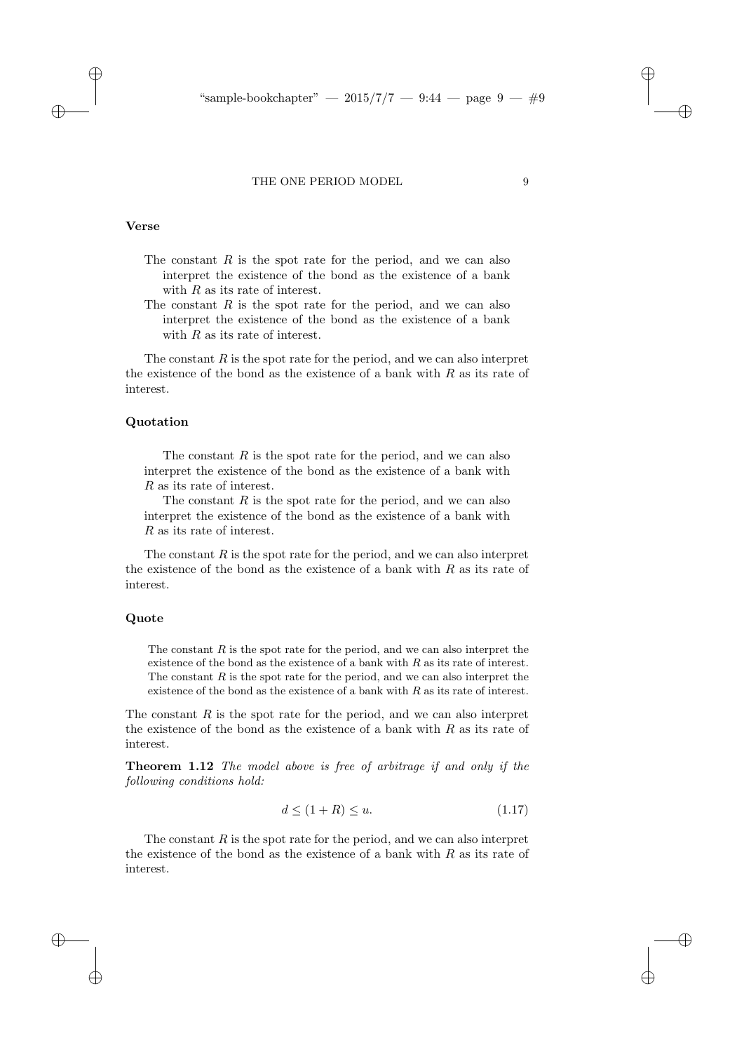### Verse

> The constant $R$ is the spot rate for the period, and we can also interpret the existence of the bond as the existence of a bank with $R$ as its rate of interest.
>
> The constant $R$ is the spot rate for the period, and we can also interpret the existence of the bond as the existence of a bank with $R$ as its rate of interest.

The constant $R$ is the spot rate for the period, and we can also interpret the existence of the bond as the existence of a bank with $R$ as its rate of interest.

### Quotation

> The constant $R$ is the spot rate for the period, and we can also interpret the existence of the bond as the existence of a bank with $R$ as its rate of interest.
>
> The constant $R$ is the spot rate for the period, and we can also interpret the existence of the bond as the existence of a bank with $R$ as its rate of interest.

The constant $R$ is the spot rate for the period, and we can also interpret the existence of the bond as the existence of a bank with $R$ as its rate of interest.

### Quote

> The constant $R$ is the spot rate for the period, and we can also interpret the existence of the bond as the existence of a bank with $R$ as its rate of interest. The constant $R$ is the spot rate for the period, and we can also interpret the existence of the bond as the existence of a bank with $R$ as its rate of interest.

The constant $R$ is the spot rate for the period, and we can also interpret the existence of the bond as the existence of a bank with $R$ as its rate of interest.

**Theorem 1.12** *The model above is free of arbitrage if and only if the following conditions hold:*

$$d \leq (1 + R) \leq u. \tag{1.17}$$

The constant $R$ is the spot rate for the period, and we can also interpret the existence of the bond as the existence of a bank with $R$ as its rate of interest.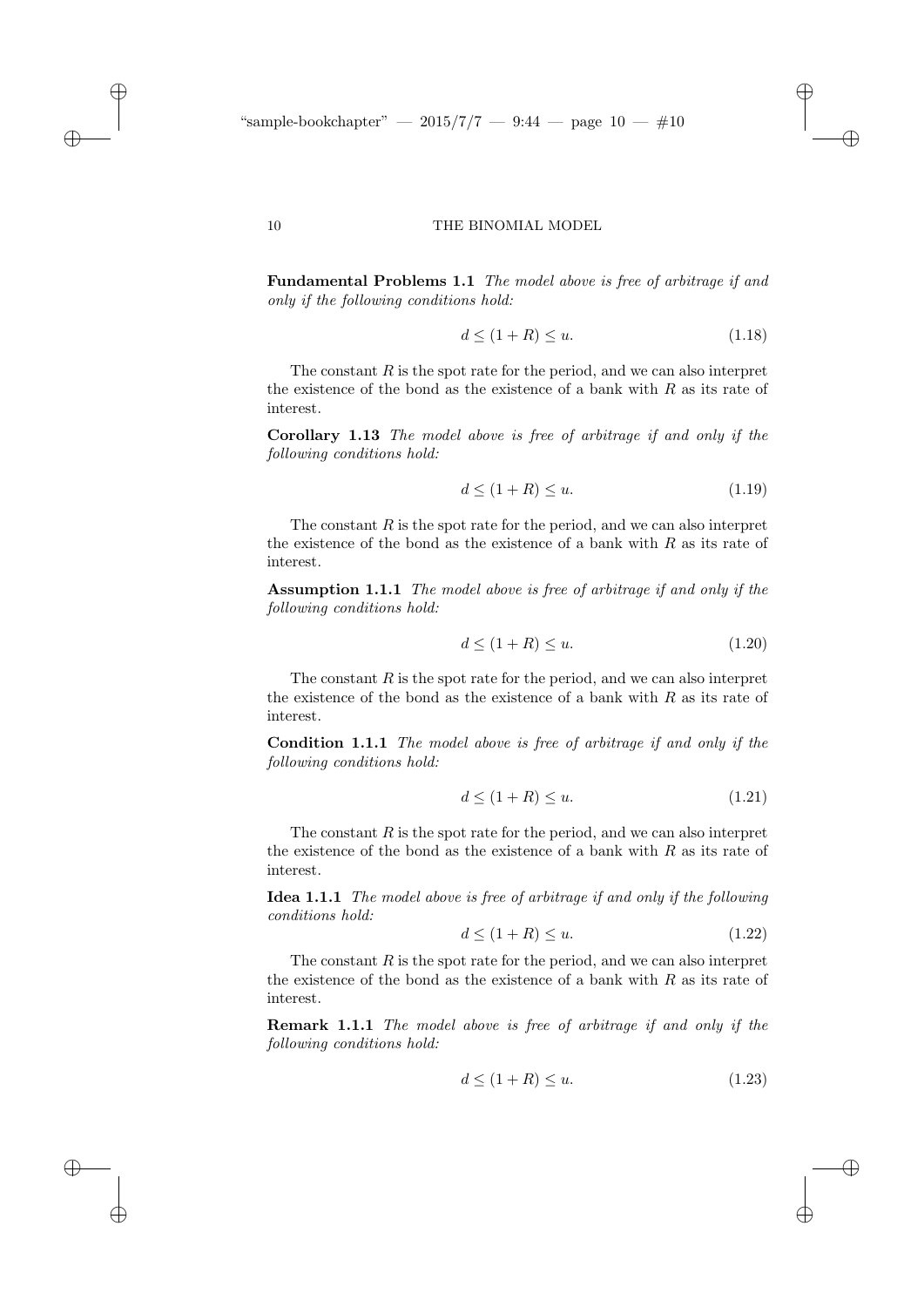**Fundamental Problems 1.1** *The model above is free of arbitrage if and only if the following conditions hold:*

$$d \leq (1+R) \leq u. \tag{1.18}$$

The constant $R$ is the spot rate for the period, and we can also interpret the existence of the bond as the existence of a bank with $R$ as its rate of interest.

**Corollary 1.13** *The model above is free of arbitrage if and only if the following conditions hold:*

$$d \leq (1+R) \leq u. \tag{1.19}$$

The constant $R$ is the spot rate for the period, and we can also interpret the existence of the bond as the existence of a bank with $R$ as its rate of interest.

**Assumption 1.1.1** *The model above is free of arbitrage if and only if the following conditions hold:*

$$d \leq (1+R) \leq u. \tag{1.20}$$

The constant $R$ is the spot rate for the period, and we can also interpret the existence of the bond as the existence of a bank with $R$ as its rate of interest.

**Condition 1.1.1** *The model above is free of arbitrage if and only if the following conditions hold:*

$$d \leq (1+R) \leq u. \tag{1.21}$$

The constant $R$ is the spot rate for the period, and we can also interpret the existence of the bond as the existence of a bank with $R$ as its rate of interest.

**Idea 1.1.1** *The model above is free of arbitrage if and only if the following conditions hold:*

$$d \leq (1+R) \leq u. \tag{1.22}$$

The constant $R$ is the spot rate for the period, and we can also interpret the existence of the bond as the existence of a bank with $R$ as its rate of interest.

**Remark 1.1.1** *The model above is free of arbitrage if and only if the following conditions hold:*

$$d \leq (1+R) \leq u. \tag{1.23}$$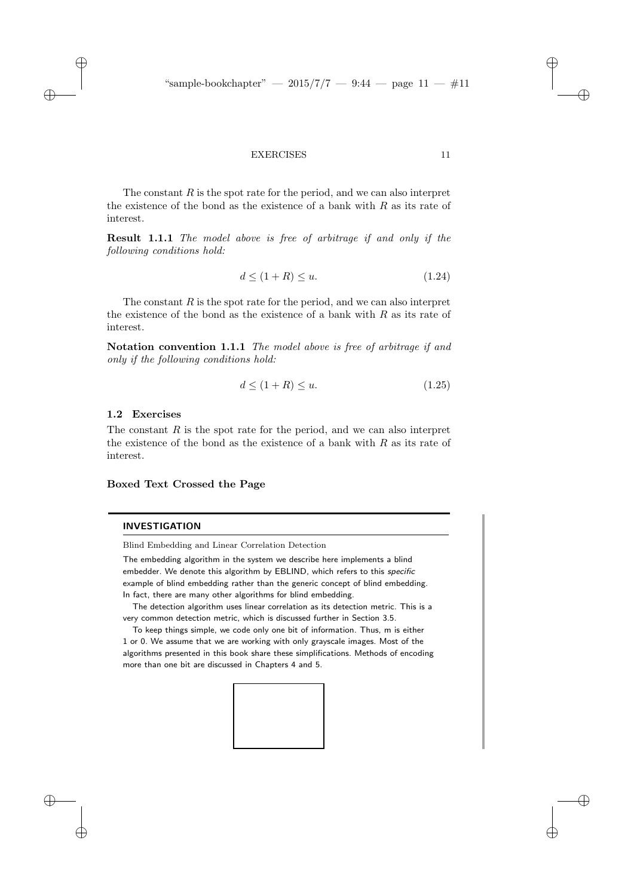The constant $R$ is the spot rate for the period, and we can also interpret the existence of the bond as the existence of a bank with $R$ as its rate of interest.

**Result 1.1.1** *The model above is free of arbitrage if and only if the following conditions hold:*

$$d \leq (1 + R) \leq u. \tag{1.24}$$

The constant $R$ is the spot rate for the period, and we can also interpret the existence of the bond as the existence of a bank with $R$ as its rate of interest.

**Notation convention 1.1.1** *The model above is free of arbitrage if and only if the following conditions hold:*

$$d \leq (1 + R) \leq u. \tag{1.25}$$

## 1.2 Exercises

The constant $R$ is the spot rate for the period, and we can also interpret the existence of the bond as the existence of a bank with $R$ as its rate of interest.

**Boxed Text Crossed the Page**

---

**INVESTIGATION**

Blind Embedding and Linear Correlation Detection

The embedding algorithm in the system we describe here implements a blind embedder. We denote this algorithm by EBLIND, which refers to this *specific* example of blind embedding rather than the generic concept of blind embedding. In fact, there are many other algorithms for blind embedding.

The detection algorithm uses linear correlation as its detection metric. This is a very common detection metric, which is discussed further in Section 3.5.

To keep things simple, we code only one bit of information. Thus, m is either 1 or 0. We assume that we are working with only grayscale images. Most of the algorithms presented in this book share these simplifications. Methods of encoding more than one bit are discussed in Chapters 4 and 5.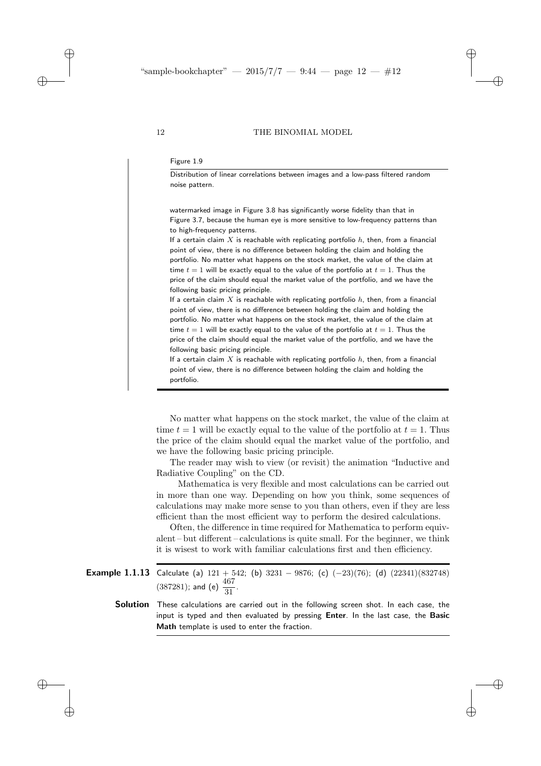Figure 1.9

Distribution of linear correlations between images and a low-pass filtered random noise pattern.

watermarked image in Figure 3.8 has significantly worse fidelity than that in Figure 3.7, because the human eye is more sensitive to low-frequency patterns than to high-frequency patterns.

If a certain claim $X$ is reachable with replicating portfolio $h$, then, from a financial point of view, there is no difference between holding the claim and holding the portfolio. No matter what happens on the stock market, the value of the claim at time $t = 1$ will be exactly equal to the value of the portfolio at $t = 1$. Thus the price of the claim should equal the market value of the portfolio, and we have the following basic pricing principle.

If a certain claim $X$ is reachable with replicating portfolio $h$, then, from a financial point of view, there is no difference between holding the claim and holding the portfolio. No matter what happens on the stock market, the value of the claim at time $t = 1$ will be exactly equal to the value of the portfolio at $t = 1$. Thus the price of the claim should equal the market value of the portfolio, and we have the following basic pricing principle.

If a certain claim $X$ is reachable with replicating portfolio $h$, then, from a financial point of view, there is no difference between holding the claim and holding the portfolio.

No matter what happens on the stock market, the value of the claim at time $t = 1$ will be exactly equal to the value of the portfolio at $t = 1$. Thus the price of the claim should equal the market value of the portfolio, and we have the following basic pricing principle.

The reader may wish to view (or revisit) the animation "Inductive and Radiative Coupling" on the CD.

Mathematica is very flexible and most calculations can be carried out in more than one way. Depending on how you think, some sequences of calculations may make more sense to you than others, even if they are less efficient than the most efficient way to perform the desired calculations.

Often, the difference in time required for Mathematica to perform equivalent – but different – calculations is quite small. For the beginner, we think it is wisest to work with familiar calculations first and then efficiency.

**Example 1.1.13** Calculate (a) $121 + 542$; (b) $3231 - 9876$; (c) $(-23)(76)$; (d) $(22341)(832748)(387281)$; and (e) $\dfrac{467}{31}$.

**Solution** These calculations are carried out in the following screen shot. In each case, the input is typed and then evaluated by pressing **Enter**. In the last case, the **Basic Math** template is used to enter the fraction.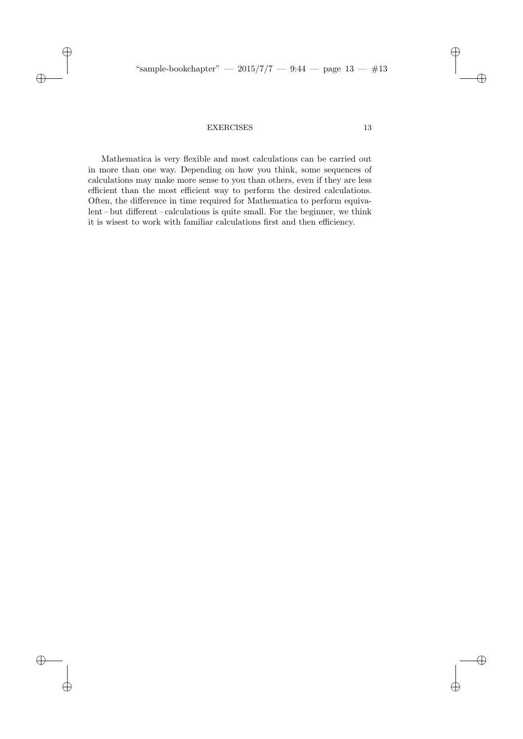Mathematica is very flexible and most calculations can be carried out in more than one way. Depending on how you think, some sequences of calculations may make more sense to you than others, even if they are less efficient than the most efficient way to perform the desired calculations. Often, the difference in time required for Mathematica to perform equivalent – but different – calculations is quite small. For the beginner, we think it is wisest to work with familiar calculations first and then efficiency.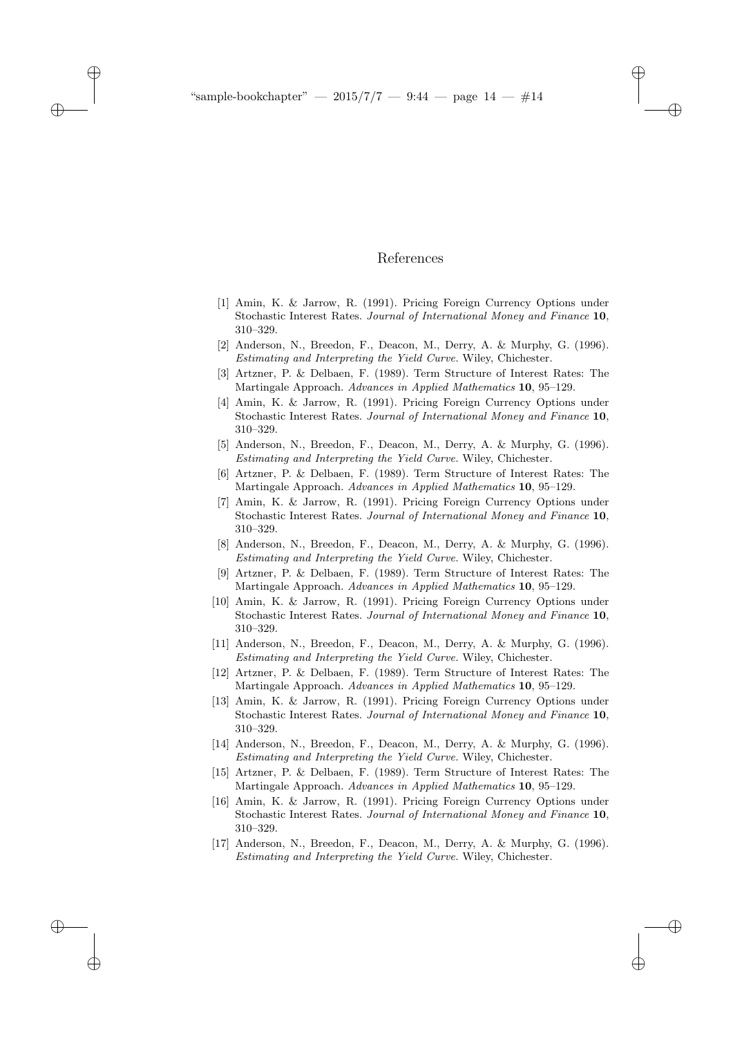# References

[1] Amin, K. & Jarrow, R. (1991). Pricing Foreign Currency Options under Stochastic Interest Rates. *Journal of International Money and Finance* **10**, 310–329.

[2] Anderson, N., Breedon, F., Deacon, M., Derry, A. & Murphy, G. (1996). *Estimating and Interpreting the Yield Curve.* Wiley, Chichester.

[3] Artzner, P. & Delbaen, F. (1989). Term Structure of Interest Rates: The Martingale Approach. *Advances in Applied Mathematics* **10**, 95–129.

[4] Amin, K. & Jarrow, R. (1991). Pricing Foreign Currency Options under Stochastic Interest Rates. *Journal of International Money and Finance* **10**, 310–329.

[5] Anderson, N., Breedon, F., Deacon, M., Derry, A. & Murphy, G. (1996). *Estimating and Interpreting the Yield Curve.* Wiley, Chichester.

[6] Artzner, P. & Delbaen, F. (1989). Term Structure of Interest Rates: The Martingale Approach. *Advances in Applied Mathematics* **10**, 95–129.

[7] Amin, K. & Jarrow, R. (1991). Pricing Foreign Currency Options under Stochastic Interest Rates. *Journal of International Money and Finance* **10**, 310–329.

[8] Anderson, N., Breedon, F., Deacon, M., Derry, A. & Murphy, G. (1996). *Estimating and Interpreting the Yield Curve.* Wiley, Chichester.

[9] Artzner, P. & Delbaen, F. (1989). Term Structure of Interest Rates: The Martingale Approach. *Advances in Applied Mathematics* **10**, 95–129.

[10] Amin, K. & Jarrow, R. (1991). Pricing Foreign Currency Options under Stochastic Interest Rates. *Journal of International Money and Finance* **10**, 310–329.

[11] Anderson, N., Breedon, F., Deacon, M., Derry, A. & Murphy, G. (1996). *Estimating and Interpreting the Yield Curve.* Wiley, Chichester.

[12] Artzner, P. & Delbaen, F. (1989). Term Structure of Interest Rates: The Martingale Approach. *Advances in Applied Mathematics* **10**, 95–129.

[13] Amin, K. & Jarrow, R. (1991). Pricing Foreign Currency Options under Stochastic Interest Rates. *Journal of International Money and Finance* **10**, 310–329.

[14] Anderson, N., Breedon, F., Deacon, M., Derry, A. & Murphy, G. (1996). *Estimating and Interpreting the Yield Curve.* Wiley, Chichester.

[15] Artzner, P. & Delbaen, F. (1989). Term Structure of Interest Rates: The Martingale Approach. *Advances in Applied Mathematics* **10**, 95–129.

[16] Amin, K. & Jarrow, R. (1991). Pricing Foreign Currency Options under Stochastic Interest Rates. *Journal of International Money and Finance* **10**, 310–329.

[17] Anderson, N., Breedon, F., Deacon, M., Derry, A. & Murphy, G. (1996). *Estimating and Interpreting the Yield Curve.* Wiley, Chichester.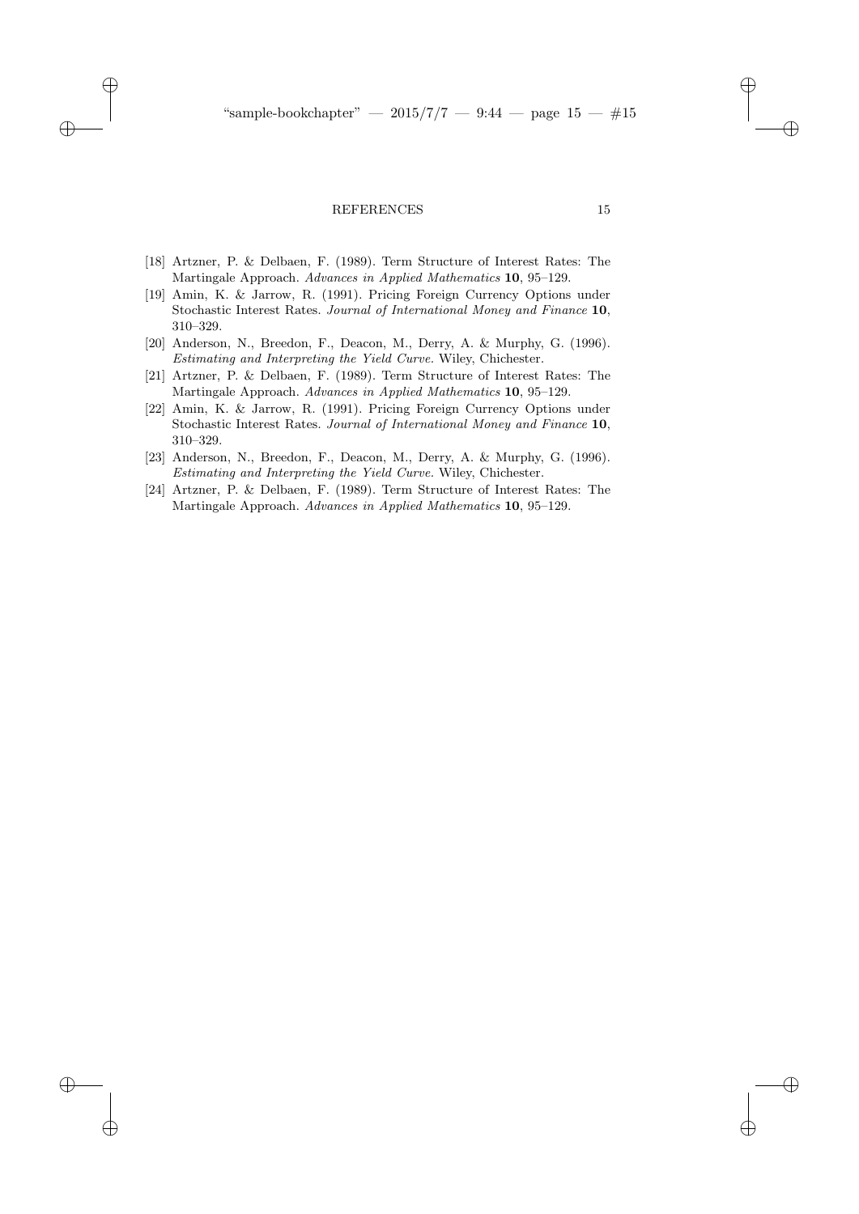[18] Artzner, P. & Delbaen, F. (1989). Term Structure of Interest Rates: The Martingale Approach. *Advances in Applied Mathematics* **10**, 95–129.

[19] Amin, K. & Jarrow, R. (1991). Pricing Foreign Currency Options under Stochastic Interest Rates. *Journal of International Money and Finance* **10**, 310–329.

[20] Anderson, N., Breedon, F., Deacon, M., Derry, A. & Murphy, G. (1996). *Estimating and Interpreting the Yield Curve.* Wiley, Chichester.

[21] Artzner, P. & Delbaen, F. (1989). Term Structure of Interest Rates: The Martingale Approach. *Advances in Applied Mathematics* **10**, 95–129.

[22] Amin, K. & Jarrow, R. (1991). Pricing Foreign Currency Options under Stochastic Interest Rates. *Journal of International Money and Finance* **10**, 310–329.

[23] Anderson, N., Breedon, F., Deacon, M., Derry, A. & Murphy, G. (1996). *Estimating and Interpreting the Yield Curve.* Wiley, Chichester.

[24] Artzner, P. & Delbaen, F. (1989). Term Structure of Interest Rates: The Martingale Approach. *Advances in Applied Mathematics* **10**, 95–129.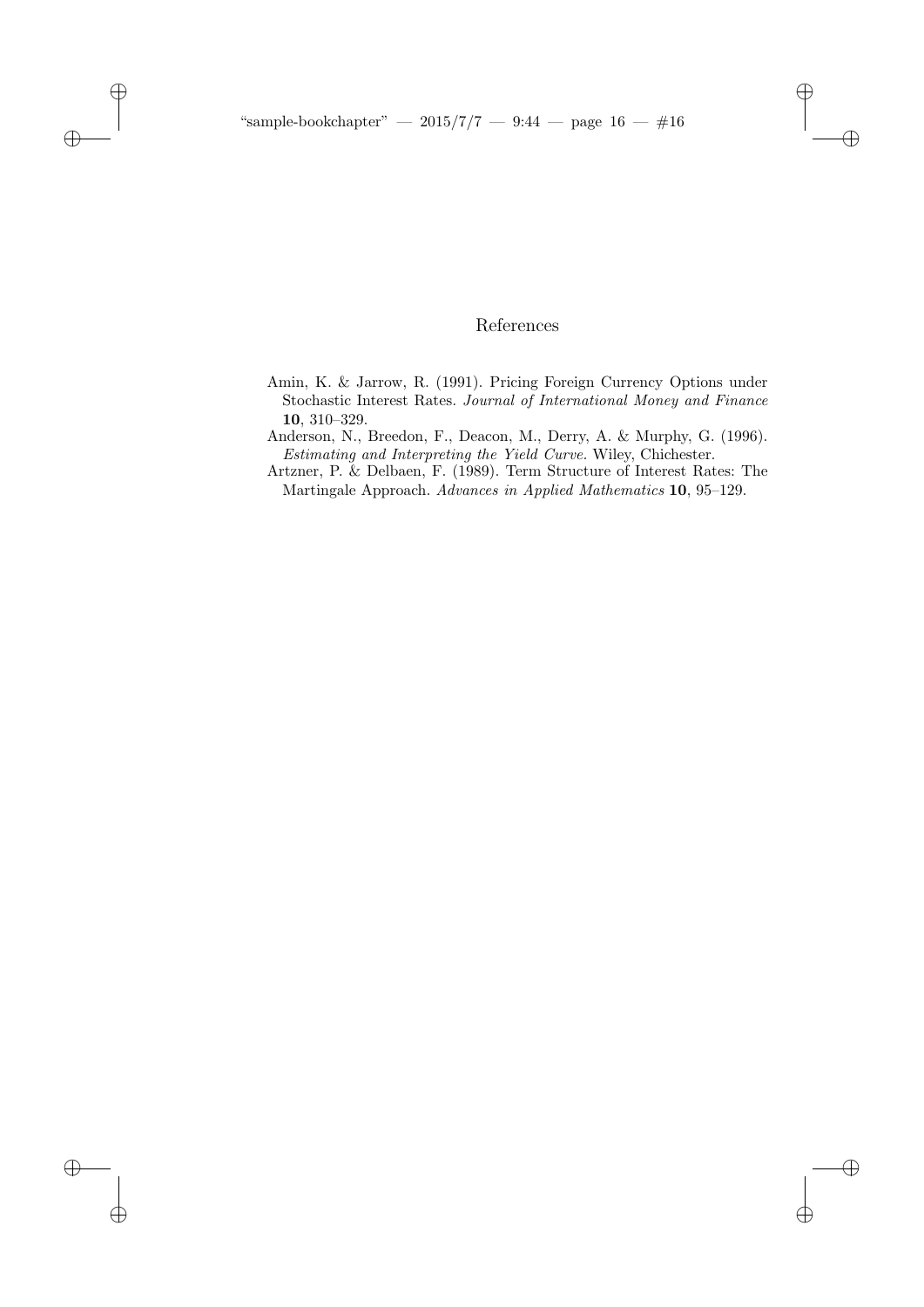# References

Amin, K. & Jarrow, R. (1991). Pricing Foreign Currency Options under Stochastic Interest Rates. *Journal of International Money and Finance* **10**, 310–329.

Anderson, N., Breedon, F., Deacon, M., Derry, A. & Murphy, G. (1996). *Estimating and Interpreting the Yield Curve.* Wiley, Chichester.

Artzner, P. & Delbaen, F. (1989). Term Structure of Interest Rates: The Martingale Approach. *Advances in Applied Mathematics* **10**, 95–129.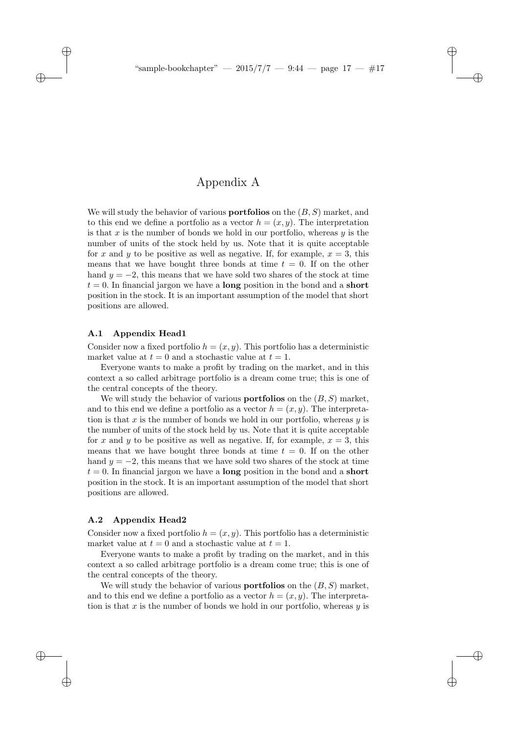# Appendix A

We will study the behavior of various **portfolios** on the $(B, S)$ market, and to this end we define a portfolio as a vector $h = (x, y)$. The interpretation is that $x$ is the number of bonds we hold in our portfolio, whereas $y$ is the number of units of the stock held by us. Note that it is quite acceptable for $x$ and $y$ to be positive as well as negative. If, for example, $x = 3$, this means that we have bought three bonds at time $t = 0$. If on the other hand $y = -2$, this means that we have sold two shares of the stock at time $t = 0$. In financial jargon we have a **long** position in the bond and a **short** position in the stock. It is an important assumption of the model that short positions are allowed.

## A.1 Appendix Head1

Consider now a fixed portfolio $h = (x, y)$. This portfolio has a deterministic market value at $t = 0$ and a stochastic value at $t = 1$.

Everyone wants to make a profit by trading on the market, and in this context a so called arbitrage portfolio is a dream come true; this is one of the central concepts of the theory.

We will study the behavior of various **portfolios** on the $(B, S)$ market, and to this end we define a portfolio as a vector $h = (x, y)$. The interpretation is that $x$ is the number of bonds we hold in our portfolio, whereas $y$ is the number of units of the stock held by us. Note that it is quite acceptable for $x$ and $y$ to be positive as well as negative. If, for example, $x = 3$, this means that we have bought three bonds at time $t = 0$. If on the other hand $y = -2$, this means that we have sold two shares of the stock at time $t = 0$. In financial jargon we have a **long** position in the bond and a **short** position in the stock. It is an important assumption of the model that short positions are allowed.

## A.2 Appendix Head2

Consider now a fixed portfolio $h = (x, y)$. This portfolio has a deterministic market value at $t = 0$ and a stochastic value at $t = 1$.

Everyone wants to make a profit by trading on the market, and in this context a so called arbitrage portfolio is a dream come true; this is one of the central concepts of the theory.

We will study the behavior of various **portfolios** on the $(B, S)$ market, and to this end we define a portfolio as a vector $h = (x, y)$. The interpretation is that $x$ is the number of bonds we hold in our portfolio, whereas $y$ is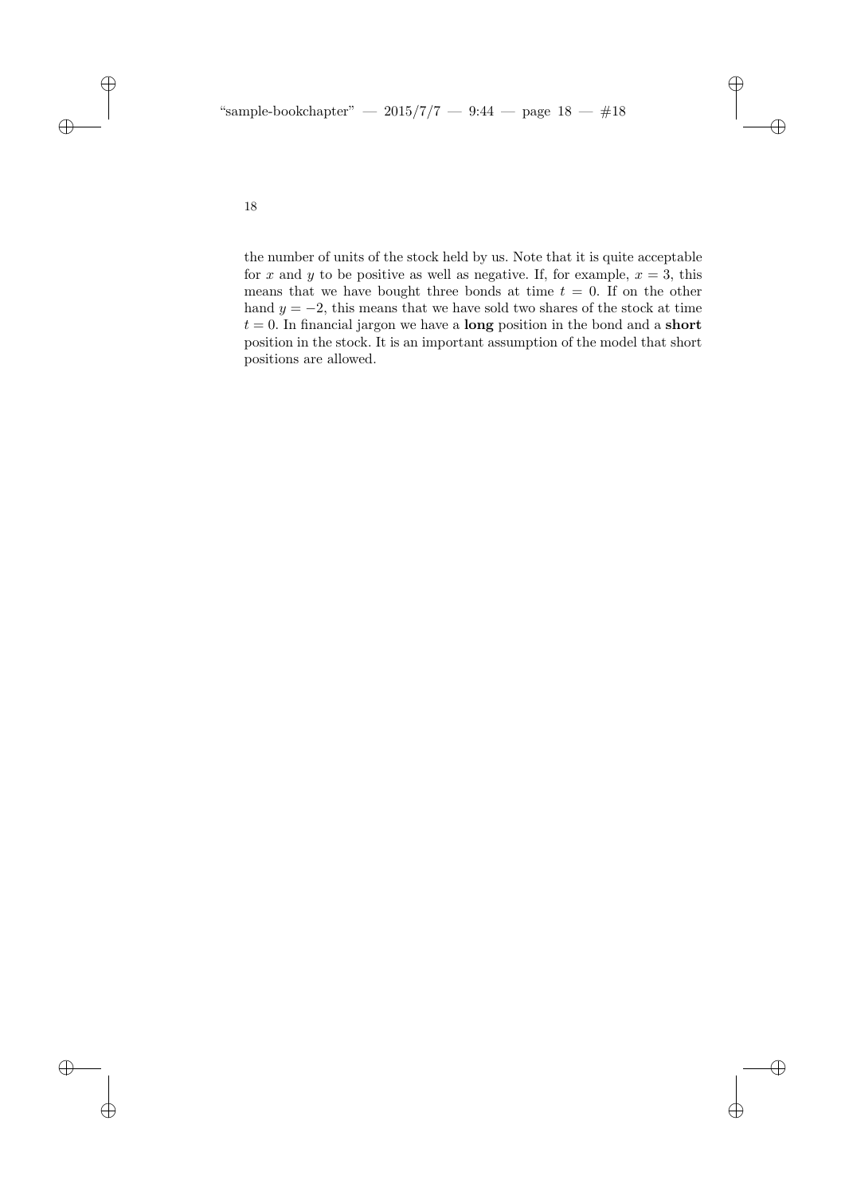the number of units of the stock held by us. Note that it is quite acceptable for $x$ and $y$ to be positive as well as negative. If, for example, $x = 3$, this means that we have bought three bonds at time $t = 0$. If on the other hand $y = -2$, this means that we have sold two shares of the stock at time $t = 0$. In financial jargon we have a **long** position in the bond and a **short** position in the stock. It is an important assumption of the model that short positions are allowed.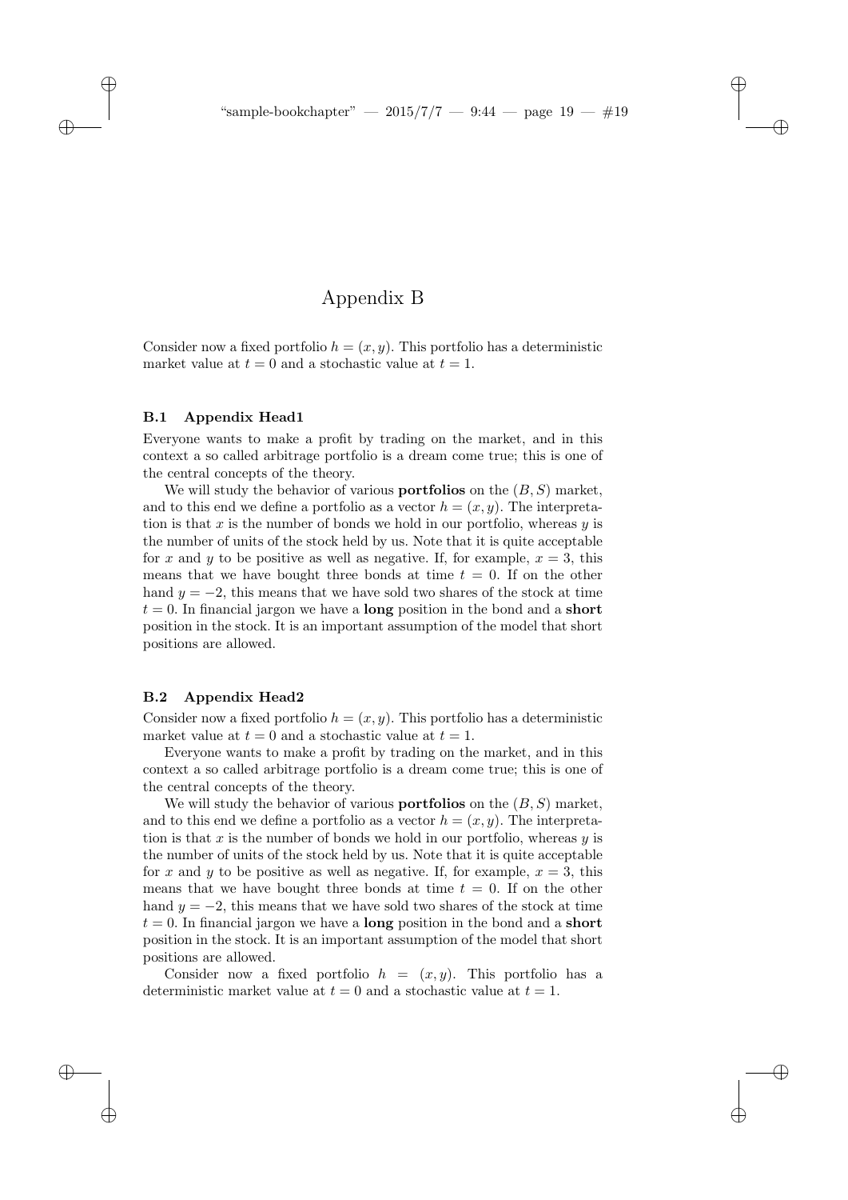# Appendix B

Consider now a fixed portfolio $h = (x, y)$. This portfolio has a deterministic market value at $t = 0$ and a stochastic value at $t = 1$.

## B.1 Appendix Head1

Everyone wants to make a profit by trading on the market, and in this context a so called arbitrage portfolio is a dream come true; this is one of the central concepts of the theory.

We will study the behavior of various **portfolios** on the $(B, S)$ market, and to this end we define a portfolio as a vector $h = (x, y)$. The interpretation is that $x$ is the number of bonds we hold in our portfolio, whereas $y$ is the number of units of the stock held by us. Note that it is quite acceptable for $x$ and $y$ to be positive as well as negative. If, for example, $x = 3$, this means that we have bought three bonds at time $t = 0$. If on the other hand $y = -2$, this means that we have sold two shares of the stock at time $t = 0$. In financial jargon we have a **long** position in the bond and a **short** position in the stock. It is an important assumption of the model that short positions are allowed.

## B.2 Appendix Head2

Consider now a fixed portfolio $h = (x, y)$. This portfolio has a deterministic market value at $t = 0$ and a stochastic value at $t = 1$.

Everyone wants to make a profit by trading on the market, and in this context a so called arbitrage portfolio is a dream come true; this is one of the central concepts of the theory.

We will study the behavior of various **portfolios** on the $(B, S)$ market, and to this end we define a portfolio as a vector $h = (x, y)$. The interpretation is that $x$ is the number of bonds we hold in our portfolio, whereas $y$ is the number of units of the stock held by us. Note that it is quite acceptable for $x$ and $y$ to be positive as well as negative. If, for example, $x = 3$, this means that we have bought three bonds at time $t = 0$. If on the other hand $y = -2$, this means that we have sold two shares of the stock at time $t = 0$. In financial jargon we have a **long** position in the bond and a **short** position in the stock. It is an important assumption of the model that short positions are allowed.

Consider now a fixed portfolio $h = (x, y)$. This portfolio has a deterministic market value at $t = 0$ and a stochastic value at $t = 1$.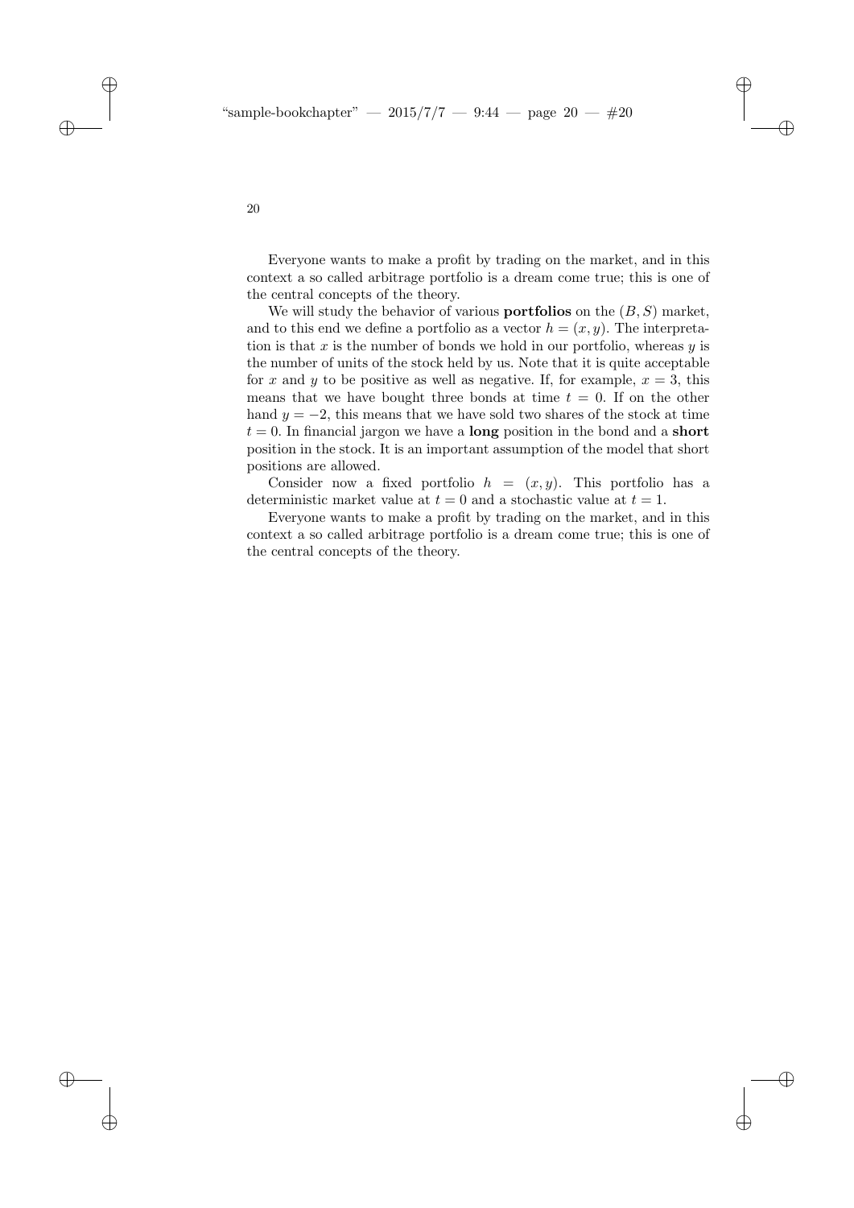Everyone wants to make a profit by trading on the market, and in this context a so called arbitrage portfolio is a dream come true; this is one of the central concepts of the theory.

We will study the behavior of various **portfolios** on the $(B, S)$ market, and to this end we define a portfolio as a vector $h = (x, y)$. The interpretation is that $x$ is the number of bonds we hold in our portfolio, whereas $y$ is the number of units of the stock held by us. Note that it is quite acceptable for $x$ and $y$ to be positive as well as negative. If, for example, $x = 3$, this means that we have bought three bonds at time $t = 0$. If on the other hand $y = -2$, this means that we have sold two shares of the stock at time $t = 0$. In financial jargon we have a **long** position in the bond and a **short** position in the stock. It is an important assumption of the model that short positions are allowed.

Consider now a fixed portfolio $h = (x, y)$. This portfolio has a deterministic market value at $t = 0$ and a stochastic value at $t = 1$.

Everyone wants to make a profit by trading on the market, and in this context a so called arbitrage portfolio is a dream come true; this is one of the central concepts of the theory.